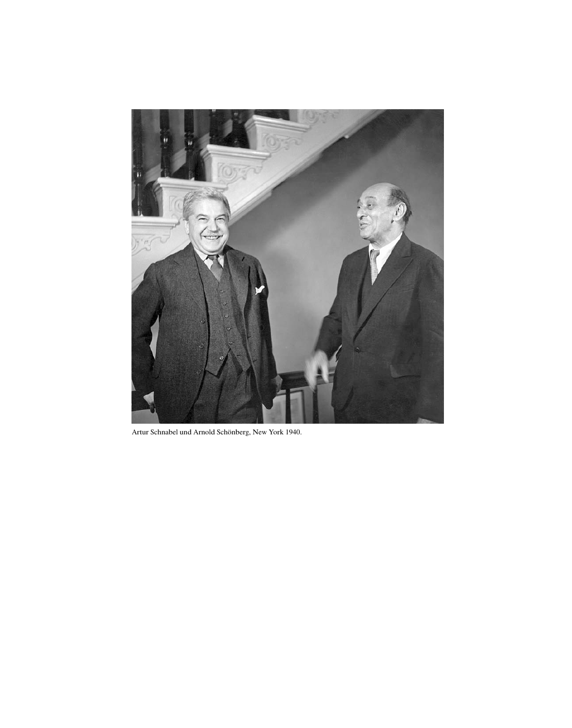Artur Schnabel und Arnold Schönberg, New York 1940.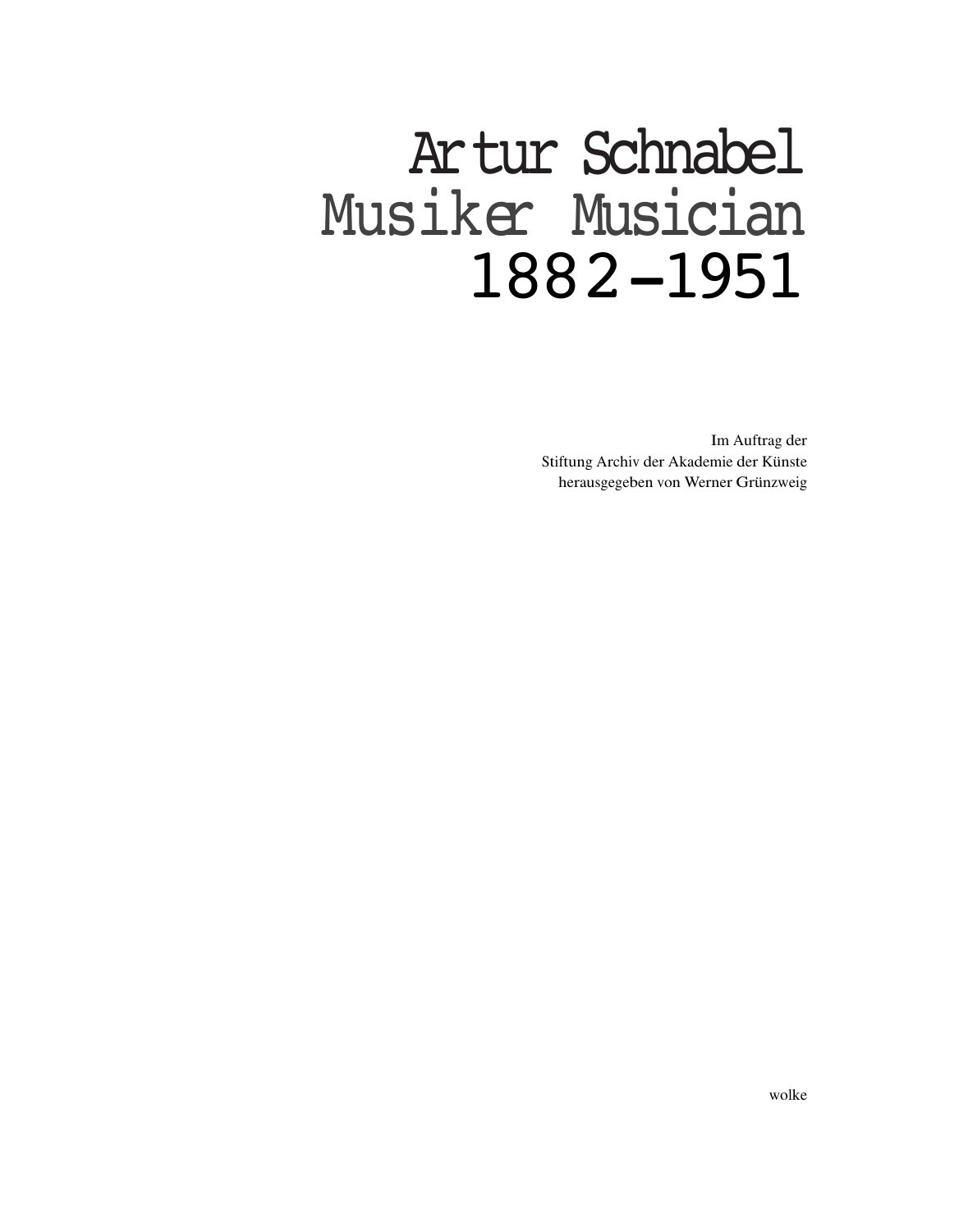# Artur Schnabel
# Musiker Musician
# 1882–1951

Im Auftrag der
Stiftung Archiv der Akademie der Künste
herausgegeben von Werner Grünzweig

wolke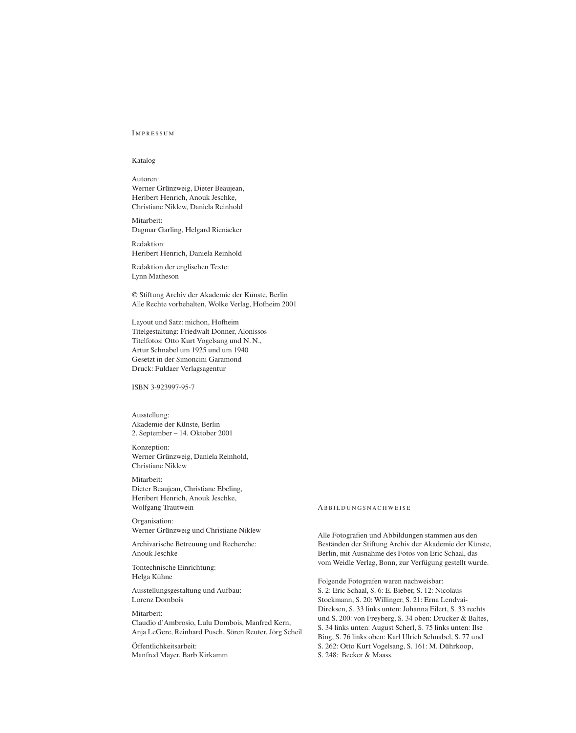## Impressum

Katalog

Autoren:
Werner Grünzweig, Dieter Beaujean,
Heribert Henrich, Anouk Jeschke,
Christiane Niklew, Daniela Reinhold

Mitarbeit:
Dagmar Garling, Helgard Rienäcker

Redaktion:
Heribert Henrich, Daniela Reinhold

Redaktion der englischen Texte:
Lynn Matheson

© Stiftung Archiv der Akademie der Künste, Berlin
Alle Rechte vorbehalten, Wolke Verlag, Hofheim 2001

Layout und Satz: michon, Hofheim
Titelgestaltung: Friedwalt Donner, Alonissos
Titelfotos: Otto Kurt Vogelsang und N. N.,
Artur Schnabel um 1925 und um 1940
Gesetzt in der Simoncini Garamond
Druck: Fuldaer Verlagsagentur

ISBN 3-923997-95-7

Ausstellung:
Akademie der Künste, Berlin
2. September – 14. Oktober 2001

Konzeption:
Werner Grünzweig, Daniela Reinhold,
Christiane Niklew

Mitarbeit:
Dieter Beaujean, Christiane Ebeling,
Heribert Henrich, Anouk Jeschke,
Wolfgang Trautwein

Organisation:
Werner Grünzweig und Christiane Niklew

Archivarische Betreuung und Recherche:
Anouk Jeschke

Tontechnische Einrichtung:
Helga Kühne

Ausstellungsgestaltung und Aufbau:
Lorenz Dombois

Mitarbeit:
Claudio d'Ambrosio, Lulu Dombois, Manfred Kern,
Anja LeGere, Reinhard Pusch, Sören Reuter, Jörg Scheil

Öffentlichkeitsarbeit:
Manfred Mayer, Barb Kirkamm

## Abbildungsnachweise

Alle Fotografien und Abbildungen stammen aus den Beständen der Stiftung Archiv der Akademie der Künste, Berlin, mit Ausnahme des Fotos von Eric Schaal, das vom Weidle Verlag, Bonn, zur Verfügung gestellt wurde.

Folgende Fotografen waren nachweisbar:
S. 2: Eric Schaal, S. 6: E. Bieber, S. 12: Nicolaus Stockmann, S. 20: Willinger, S. 21: Erna Lendvai-Dircksen, S. 33 links unten: Johanna Eilert, S. 33 rechts und S. 200: von Freyberg, S. 34 oben: Drucker & Baltes, S. 34 links unten: August Scherl, S. 75 links unten: Ilse Bing, S. 76 links oben: Karl Ulrich Schnabel, S. 77 und S. 262: Otto Kurt Vogelsang, S. 161: M. Dührkoop, S. 248: Becker & Maass.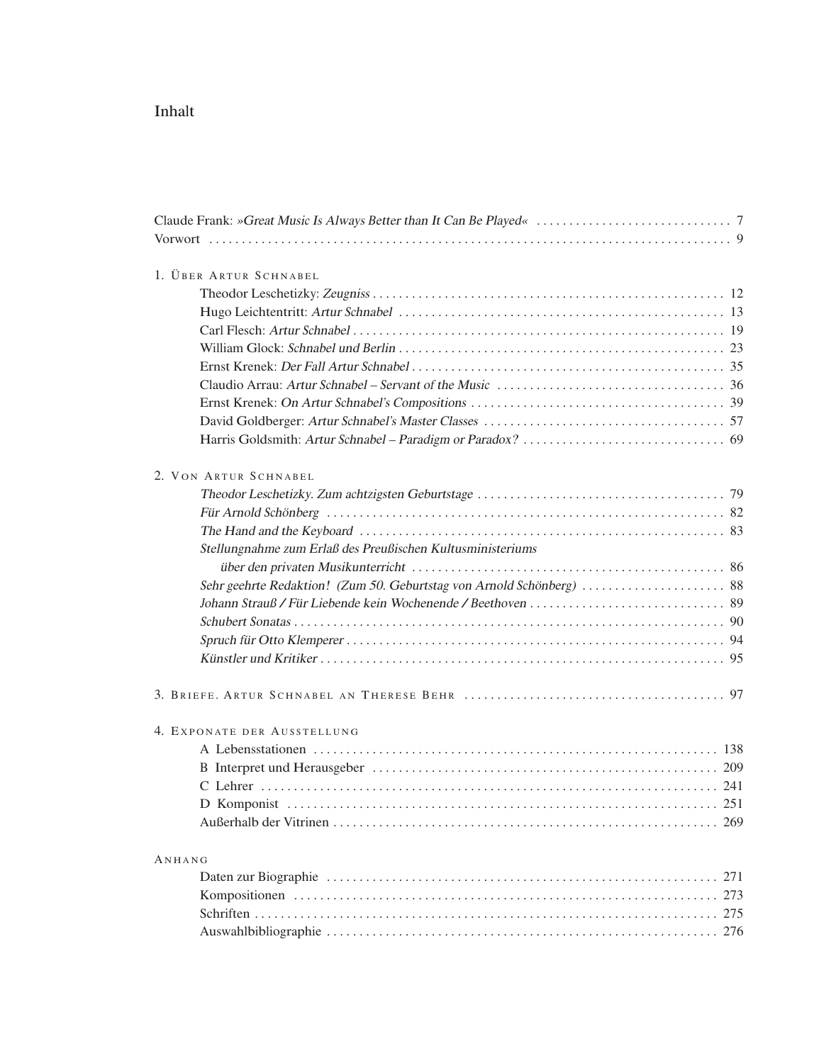# Inhalt

Claude Frank: *»Great Music Is Always Better than It Can Be Played«* . . . . . . . . 7
Vorwort . . . . . . . . 9

## 1. Über Artur Schnabel

- Theodor Leschetizky: *Zeugniss* . . . . . . . . 12
- Hugo Leichtentritt: *Artur Schnabel* . . . . . . . . 13
- Carl Flesch: *Artur Schnabel* . . . . . . . . 19
- William Glock: *Schnabel und Berlin* . . . . . . . . 23
- Ernst Krenek: *Der Fall Artur Schnabel* . . . . . . . . 35
- Claudio Arrau: *Artur Schnabel – Servant of the Music* . . . . . . . . 36
- Ernst Krenek: *On Artur Schnabel's Compositions* . . . . . . . . 39
- David Goldberger: *Artur Schnabel's Master Classes* . . . . . . . . 57
- Harris Goldsmith: *Artur Schnabel – Paradigm or Paradox?* . . . . . . . . 69

## 2. Von Artur Schnabel

- *Theodor Leschetizky. Zum achtzigsten Geburtstage* . . . . . . . . 79
- *Für Arnold Schönberg* . . . . . . . . 82
- *The Hand and the Keyboard* . . . . . . . . 83
- *Stellungnahme zum Erlaß des Preußischen Kultusministeriums über den privaten Musikunterricht* . . . . . . . . 86
- *Sehr geehrte Redaktion! (Zum 50. Geburtstag von Arnold Schönberg)* . . . . . . . . 88
- *Johann Strauß / Für Liebende kein Wochenende / Beethoven* . . . . . . . . 89
- *Schubert Sonatas* . . . . . . . . 90
- *Spruch für Otto Klemperer* . . . . . . . . 94
- *Künstler und Kritiker* . . . . . . . . 95

## 3. Briefe. Artur Schnabel an Therese Behr . . . . . . . . 97

## 4. Exponate der Ausstellung

- A Lebensstationen . . . . . . . . 138
- B Interpret und Herausgeber . . . . . . . . 209
- C Lehrer . . . . . . . . 241
- D Komponist . . . . . . . . 251
- Außerhalb der Vitrinen . . . . . . . . 269

## Anhang

- Daten zur Biographie . . . . . . . . 271
- Kompositionen . . . . . . . . 273
- Schriften . . . . . . . . 275
- Auswahlbibliographie . . . . . . . . 276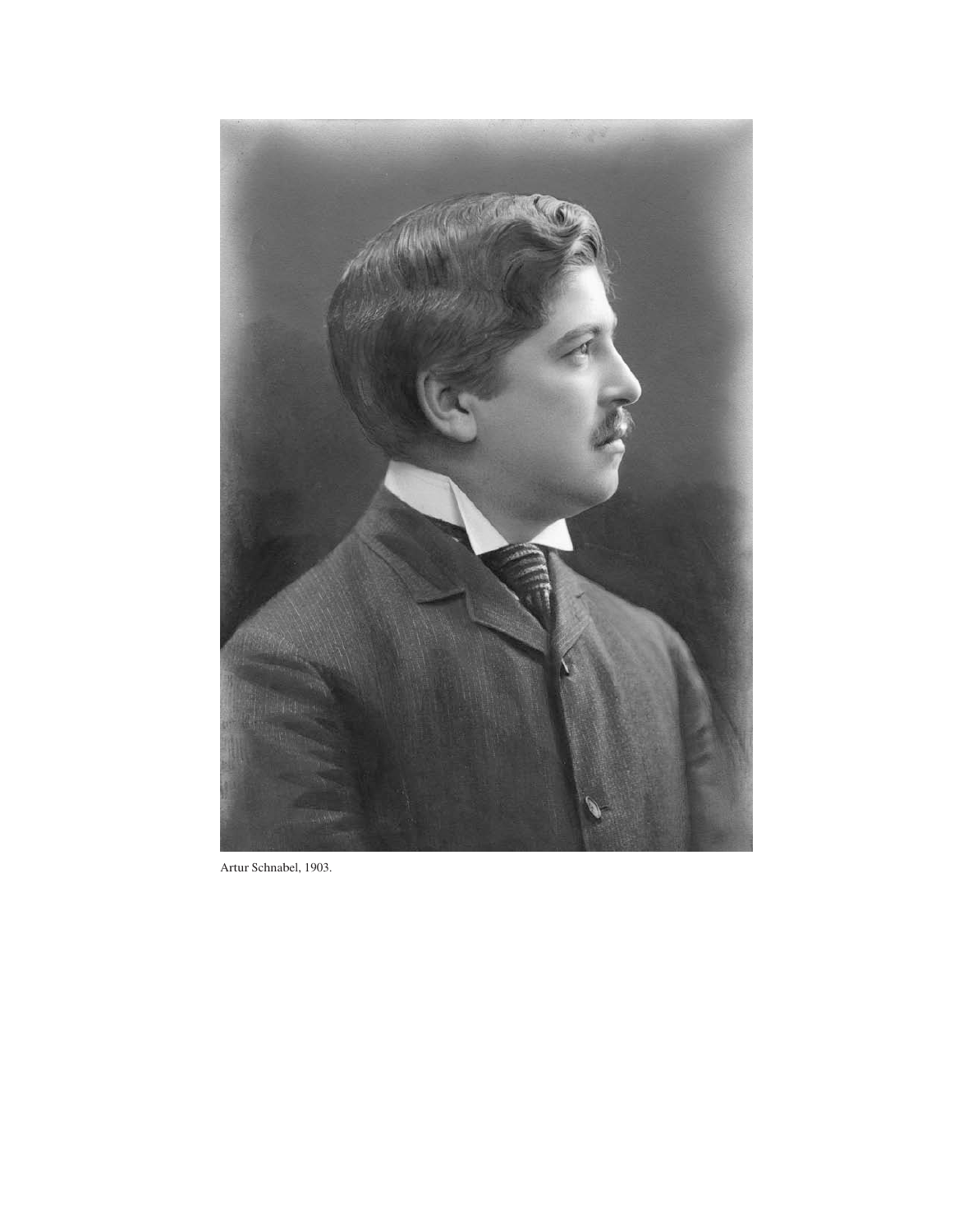Artur Schnabel, 1903.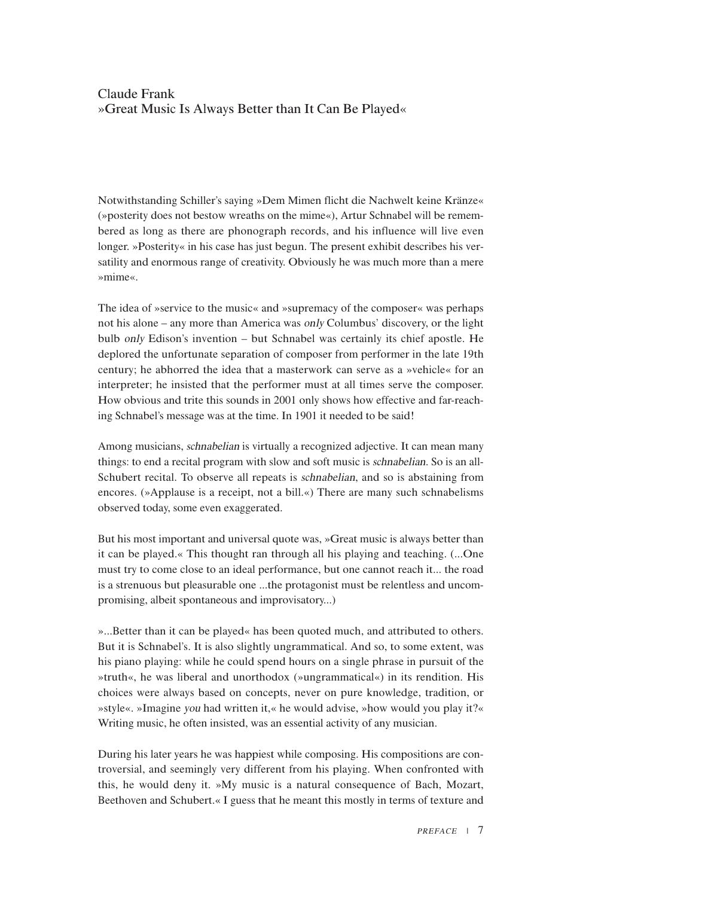## Claude Frank
## »Great Music Is Always Better than It Can Be Played«

Notwithstanding Schiller's saying »Dem Mimen flicht die Nachwelt keine Kränze« (»posterity does not bestow wreaths on the mime«), Artur Schnabel will be remembered as long as there are phonograph records, and his influence will live even longer. »Posterity« in his case has just begun. The present exhibit describes his versatility and enormous range of creativity. Obviously he was much more than a mere »mime«.

The idea of »service to the music« and »supremacy of the composer« was perhaps not his alone – any more than America was *only* Columbus' discovery, or the light bulb *only* Edison's invention – but Schnabel was certainly its chief apostle. He deplored the unfortunate separation of composer from performer in the late 19th century; he abhorred the idea that a masterwork can serve as a »vehicle« for an interpreter; he insisted that the performer must at all times serve the composer. How obvious and trite this sounds in 2001 only shows how effective and far-reaching Schnabel's message was at the time. In 1901 it needed to be said!

Among musicians, *schnabelian* is virtually a recognized adjective. It can mean many things: to end a recital program with slow and soft music is *schnabelian*. So is an all-Schubert recital. To observe all repeats is *schnabelian*, and so is abstaining from encores. (»Applause is a receipt, not a bill.«) There are many such schnabelisms observed today, some even exaggerated.

But his most important and universal quote was, »Great music is always better than it can be played.« This thought ran through all his playing and teaching. (...One must try to come close to an ideal performance, but one cannot reach it... the road is a strenuous but pleasurable one ...the protagonist must be relentless and uncompromising, albeit spontaneous and improvisatory...)

»...Better than it can be played« has been quoted much, and attributed to others. But it is Schnabel's. It is also slightly ungrammatical. And so, to some extent, was his piano playing: while he could spend hours on a single phrase in pursuit of the »truth«, he was liberal and unorthodox (»ungrammatical«) in its rendition. His choices were always based on concepts, never on pure knowledge, tradition, or »style«. »Imagine *you* had written it,« he would advise, »how would you play it?« Writing music, he often insisted, was an essential activity of any musician.

During his later years he was happiest while composing. His compositions are controversial, and seemingly very different from his playing. When confronted with this, he would deny it. »My music is a natural consequence of Bach, Mozart, Beethoven and Schubert.« I guess that he meant this mostly in terms of texture and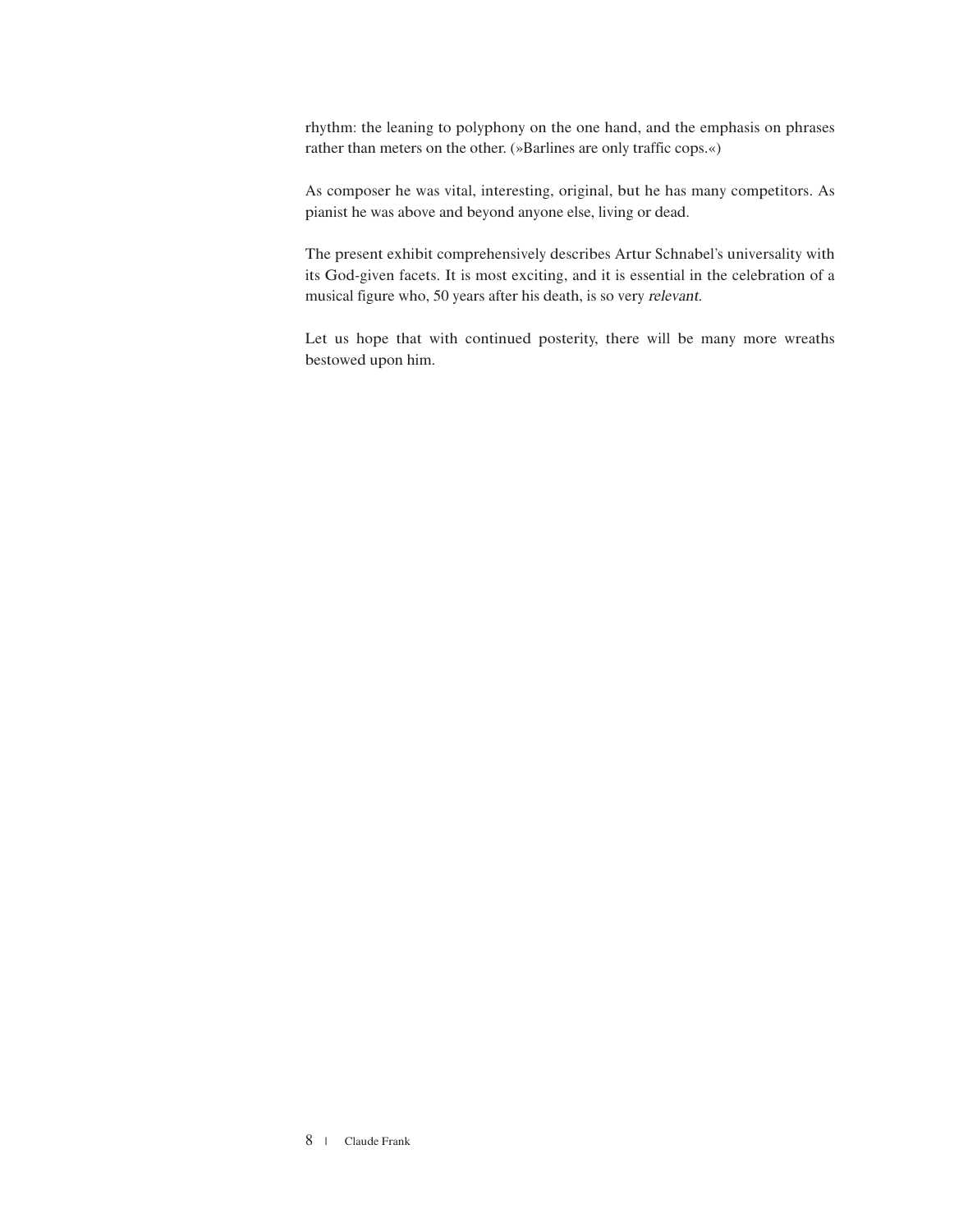rhythm: the leaning to polyphony on the one hand, and the emphasis on phrases rather than meters on the other. (»Barlines are only traffic cops.«)

As composer he was vital, interesting, original, but he has many competitors. As pianist he was above and beyond anyone else, living or dead.

The present exhibit comprehensively describes Artur Schnabel's universality with its God-given facets. It is most exciting, and it is essential in the celebration of a musical figure who, 50 years after his death, is so very *relevant*.

Let us hope that with continued posterity, there will be many more wreaths bestowed upon him.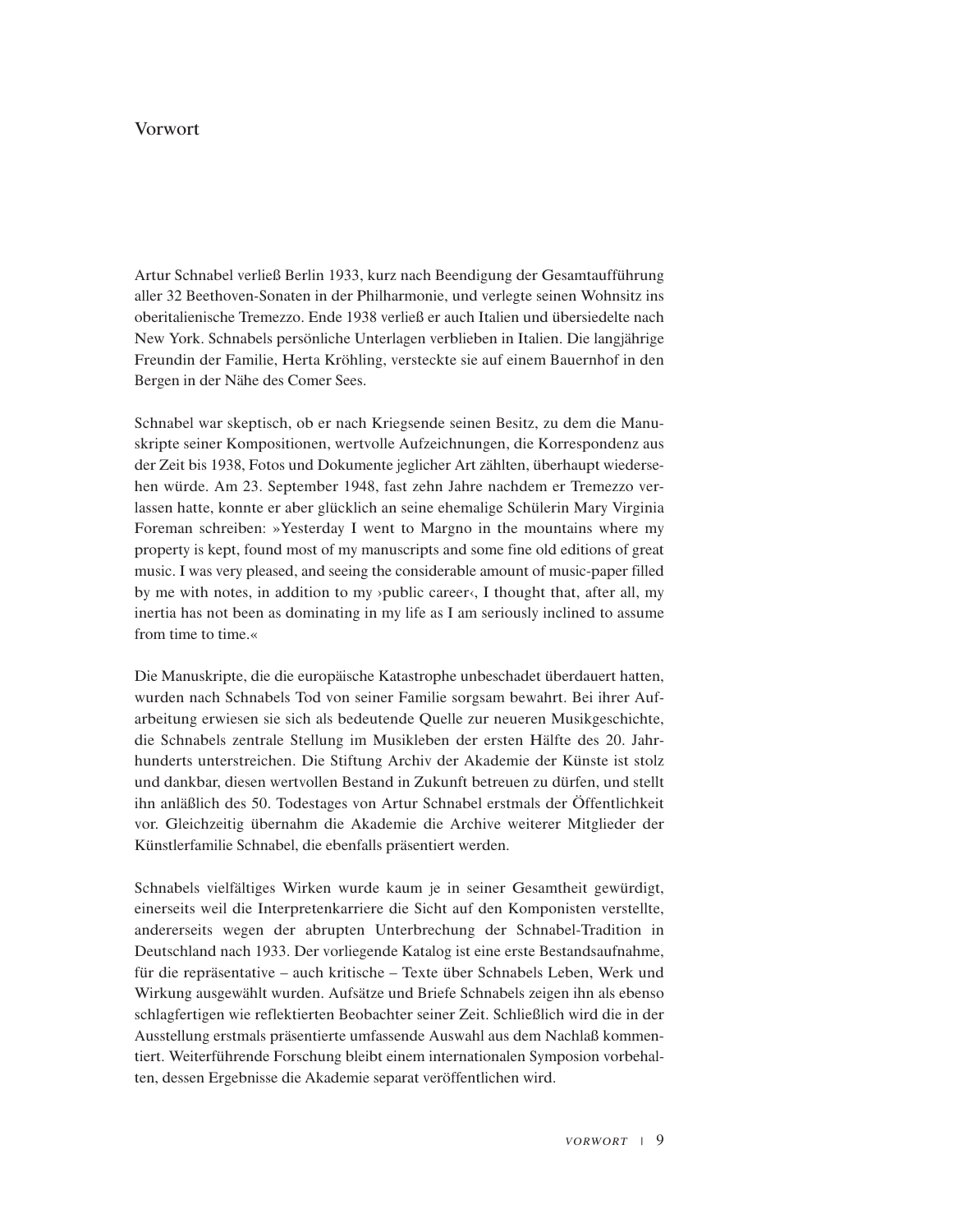# Vorwort

Artur Schnabel verließ Berlin 1933, kurz nach Beendigung der Gesamtaufführung aller 32 Beethoven-Sonaten in der Philharmonie, und verlegte seinen Wohnsitz ins oberitalienische Tremezzo. Ende 1938 verließ er auch Italien und übersiedelte nach New York. Schnabels persönliche Unterlagen verblieben in Italien. Die langjährige Freundin der Familie, Herta Kröhling, versteckte sie auf einem Bauernhof in den Bergen in der Nähe des Comer Sees.

Schnabel war skeptisch, ob er nach Kriegsende seinen Besitz, zu dem die Manuskripte seiner Kompositionen, wertvolle Aufzeichnungen, die Korrespondenz aus der Zeit bis 1938, Fotos und Dokumente jeglicher Art zählten, überhaupt wiedersehen würde. Am 23. September 1948, fast zehn Jahre nachdem er Tremezzo verlassen hatte, konnte er aber glücklich an seine ehemalige Schülerin Mary Virginia Foreman schreiben: »Yesterday I went to Margno in the mountains where my property is kept, found most of my manuscripts and some fine old editions of great music. I was very pleased, and seeing the considerable amount of music-paper filled by me with notes, in addition to my ›public career‹, I thought that, after all, my inertia has not been as dominating in my life as I am seriously inclined to assume from time to time.«

Die Manuskripte, die die europäische Katastrophe unbeschadet überdauert hatten, wurden nach Schnabels Tod von seiner Familie sorgsam bewahrt. Bei ihrer Aufarbeitung erwiesen sie sich als bedeutende Quelle zur neueren Musikgeschichte, die Schnabels zentrale Stellung im Musikleben der ersten Hälfte des 20. Jahrhunderts unterstreichen. Die Stiftung Archiv der Akademie der Künste ist stolz und dankbar, diesen wertvollen Bestand in Zukunft betreuen zu dürfen, und stellt ihn anläßlich des 50. Todestages von Artur Schnabel erstmals der Öffentlichkeit vor. Gleichzeitig übernahm die Akademie die Archive weiterer Mitglieder der Künstlerfamilie Schnabel, die ebenfalls präsentiert werden.

Schnabels vielfältiges Wirken wurde kaum je in seiner Gesamtheit gewürdigt, einerseits weil die Interpretenkarriere die Sicht auf den Komponisten verstellte, andererseits wegen der abrupten Unterbrechung der Schnabel-Tradition in Deutschland nach 1933. Der vorliegende Katalog ist eine erste Bestandsaufnahme, für die repräsentative – auch kritische – Texte über Schnabels Leben, Werk und Wirkung ausgewählt wurden. Aufsätze und Briefe Schnabels zeigen ihn als ebenso schlagfertigen wie reflektierten Beobachter seiner Zeit. Schließlich wird die in der Ausstellung erstmals präsentierte umfassende Auswahl aus dem Nachlaß kommentiert. Weiterführende Forschung bleibt einem internationalen Symposion vorbehalten, dessen Ergebnisse die Akademie separat veröffentlichen wird.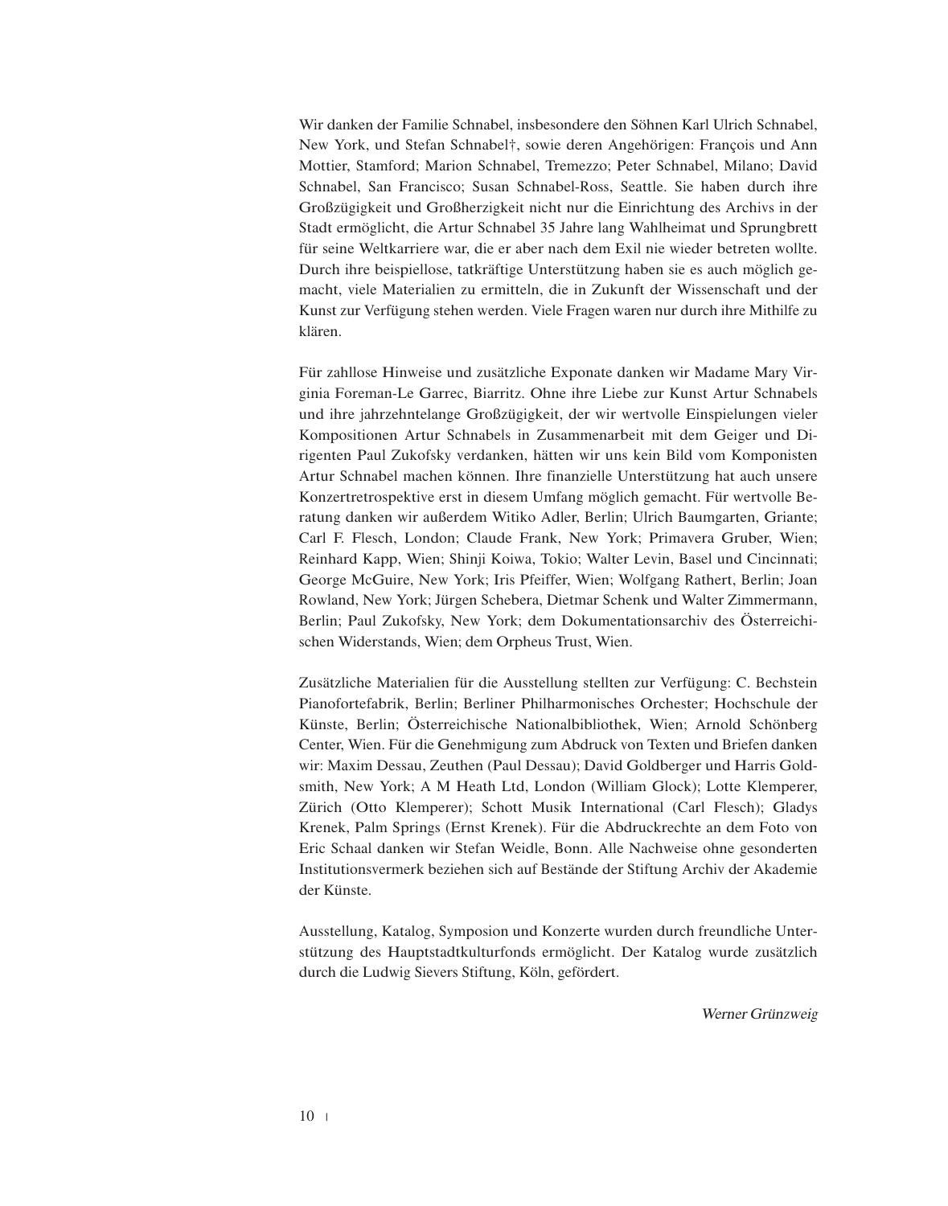Wir danken der Familie Schnabel, insbesondere den Söhnen Karl Ulrich Schnabel, New York, und Stefan Schnabel†, sowie deren Angehörigen: François und Ann Mottier, Stamford; Marion Schnabel, Tremezzo; Peter Schnabel, Milano; David Schnabel, San Francisco; Susan Schnabel-Ross, Seattle. Sie haben durch ihre Großzügigkeit und Großherzigkeit nicht nur die Einrichtung des Archivs in der Stadt ermöglicht, die Artur Schnabel 35 Jahre lang Wahlheimat und Sprungbrett für seine Weltkarriere war, die er aber nach dem Exil nie wieder betreten wollte. Durch ihre beispiellose, tatkräftige Unterstützung haben sie es auch möglich gemacht, viele Materialien zu ermitteln, die in Zukunft der Wissenschaft und der Kunst zur Verfügung stehen werden. Viele Fragen waren nur durch ihre Mithilfe zu klären.

Für zahllose Hinweise und zusätzliche Exponate danken wir Madame Mary Virginia Foreman-Le Garrec, Biarritz. Ohne ihre Liebe zur Kunst Artur Schnabels und ihre jahrzehntelange Großzügigkeit, der wir wertvolle Einspielungen vieler Kompositionen Artur Schnabels in Zusammenarbeit mit dem Geiger und Dirigenten Paul Zukofsky verdanken, hätten wir uns kein Bild vom Komponisten Artur Schnabel machen können. Ihre finanzielle Unterstützung hat auch unsere Konzertretrospektive erst in diesem Umfang möglich gemacht. Für wertvolle Beratung danken wir außerdem Witiko Adler, Berlin; Ulrich Baumgarten, Griante; Carl F. Flesch, London; Claude Frank, New York; Primavera Gruber, Wien; Reinhard Kapp, Wien; Shinji Koiwa, Tokio; Walter Levin, Basel und Cincinnati; George McGuire, New York; Iris Pfeiffer, Wien; Wolfgang Rathert, Berlin; Joan Rowland, New York; Jürgen Schebera, Dietmar Schenk und Walter Zimmermann, Berlin; Paul Zukofsky, New York; dem Dokumentationsarchiv des Österreichischen Widerstands, Wien; dem Orpheus Trust, Wien.

Zusätzliche Materialien für die Ausstellung stellten zur Verfügung: C. Bechstein Pianofortefabrik, Berlin; Berliner Philharmonisches Orchester; Hochschule der Künste, Berlin; Österreichische Nationalbibliothek, Wien; Arnold Schönberg Center, Wien. Für die Genehmigung zum Abdruck von Texten und Briefen danken wir: Maxim Dessau, Zeuthen (Paul Dessau); David Goldberger und Harris Goldsmith, New York; A M Heath Ltd, London (William Glock); Lotte Klemperer, Zürich (Otto Klemperer); Schott Musik International (Carl Flesch); Gladys Krenek, Palm Springs (Ernst Krenek). Für die Abdruckrechte an dem Foto von Eric Schaal danken wir Stefan Weidle, Bonn. Alle Nachweise ohne gesonderten Institutionsvermerk beziehen sich auf Bestände der Stiftung Archiv der Akademie der Künste.

Ausstellung, Katalog, Symposion und Konzerte wurden durch freundliche Unterstützung des Hauptstadtkulturfonds ermöglicht. Der Katalog wurde zusätzlich durch die Ludwig Sievers Stiftung, Köln, gefördert.

*Werner Grünzweig*